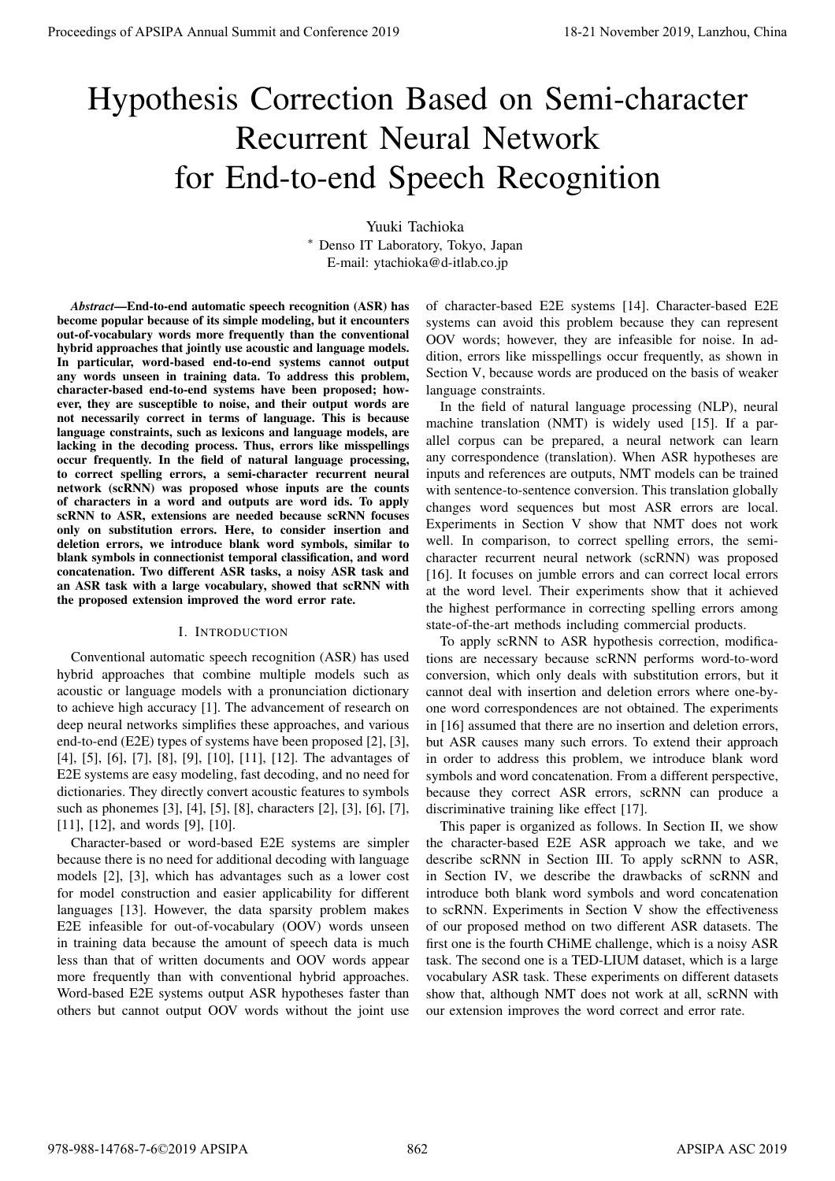# Hypothesis Correction Based on Semi-character Recurrent Neural Network for End-to-end Speech Recognition

Yuuki Tachioka

[*] Denso IT Laboratory, Tokyo, Japan

E-mail: ytachioka@d-itlab.co.jp

***Abstract*—End-to-end automatic speech recognition (ASR) has become popular because of its simple modeling, but it encounters out-of-vocabulary words more frequently than the conventional hybrid approaches that jointly use acoustic and language models. In particular, word-based end-to-end systems cannot output any words unseen in training data. To address this problem, character-based end-to-end systems have been proposed; however, they are susceptible to noise, and their output words are not necessarily correct in terms of language. This is because language constraints, such as lexicons and language models, are lacking in the decoding process. Thus, errors like misspellings occur frequently. In the field of natural language processing, to correct spelling errors, a semi-character recurrent neural network (scRNN) was proposed whose inputs are the counts of characters in a word and outputs are word ids. To apply scRNN to ASR, extensions are needed because scRNN focuses only on substitution errors. Here, to consider insertion and deletion errors, we introduce blank word symbols, similar to blank symbols in connectionist temporal classification, and word concatenation. Two different ASR tasks, a noisy ASR task and an ASR task with a large vocabulary, showed that scRNN with the proposed extension improved the word error rate.**

## I. Introduction

Conventional automatic speech recognition (ASR) has used hybrid approaches that combine multiple models such as acoustic or language models with a pronunciation dictionary to achieve high accuracy [1]. The advancement of research on deep neural networks simplifies these approaches, and various end-to-end (E2E) types of systems have been proposed [2], [3], [4], [5], [6], [7], [8], [9], [10], [11], [12]. The advantages of E2E systems are easy modeling, fast decoding, and no need for dictionaries. They directly convert acoustic features to symbols such as phonemes [3], [4], [5], [8], characters [2], [3], [6], [7], [11], [12], and words [9], [10].

Character-based or word-based E2E systems are simpler because there is no need for additional decoding with language models [2], [3], which has advantages such as a lower cost for model construction and easier applicability for different languages [13]. However, the data sparsity problem makes E2E infeasible for out-of-vocabulary (OOV) words unseen in training data because the amount of speech data is much less than that of written documents and OOV words appear more frequently than with conventional hybrid approaches. Word-based E2E systems output ASR hypotheses faster than others but cannot output OOV words without the joint use of character-based E2E systems [14]. Character-based E2E systems can avoid this problem because they can represent OOV words; however, they are infeasible for noise. In addition, errors like misspellings occur frequently, as shown in Section V, because words are produced on the basis of weaker language constraints.

In the field of natural language processing (NLP), neural machine translation (NMT) is widely used [15]. If a parallel corpus can be prepared, a neural network can learn any correspondence (translation). When ASR hypotheses are inputs and references are outputs, NMT models can be trained with sentence-to-sentence conversion. This translation globally changes word sequences but most ASR errors are local. Experiments in Section V show that NMT does not work well. In comparison, to correct spelling errors, the semi-character recurrent neural network (scRNN) was proposed [16]. It focuses on jumble errors and can correct local errors at the word level. Their experiments show that it achieved the highest performance in correcting spelling errors among state-of-the-art methods including commercial products.

To apply scRNN to ASR hypothesis correction, modifications are necessary because scRNN performs word-to-word conversion, which only deals with substitution errors, but it cannot deal with insertion and deletion errors where one-by-one word correspondences are not obtained. The experiments in [16] assumed that there are no insertion and deletion errors, but ASR causes many such errors. To extend their approach in order to address this problem, we introduce blank word symbols and word concatenation. From a different perspective, because they correct ASR errors, scRNN can produce a discriminative training like effect [17].

This paper is organized as follows. In Section II, we show the character-based E2E ASR approach we take, and we describe scRNN in Section III. To apply scRNN to ASR, in Section IV, we describe the drawbacks of scRNN and introduce both blank word symbols and word concatenation to scRNN. Experiments in Section V show the effectiveness of our proposed method on two different ASR datasets. The first one is the fourth CHiME challenge, which is a noisy ASR task. The second one is a TED-LIUM dataset, which is a large vocabulary ASR task. These experiments on different datasets show that, although NMT does not work at all, scRNN with our extension improves the word correct and error rate.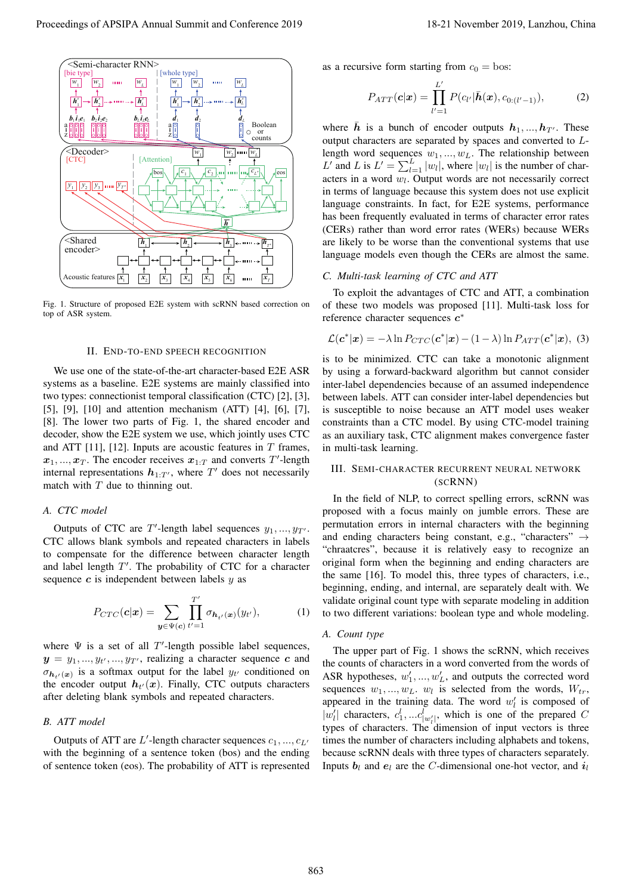Fig. 1. Structure of proposed E2E system with scRNN based correction on top of ASR system.

## II. End-to-End Speech Recognition

We use one of the state-of-the-art character-based E2E ASR systems as a baseline. E2E systems are mainly classified into two types: connectionist temporal classification (CTC) [2], [3], [5], [9], [10] and attention mechanism (ATT) [4], [6], [7], [8]. The lower two parts of Fig. 1, the shared encoder and decoder, show the E2E system we use, which jointly uses CTC and ATT [11], [12]. Inputs are acoustic features in $T$ frames, $\boldsymbol{x}_1, ..., \boldsymbol{x}_T$. The encoder receives $\boldsymbol{x}_{1:T}$ and converts $T'$-length internal representations $\boldsymbol{h}_{1:T'}$, where $T'$ does not necessarily match with $T$ due to thinning out.

### A. CTC model

Outputs of CTC are $T'$-length label sequences $y_1, ..., y_{T'}$. CTC allows blank symbols and repeated characters in labels to compensate for the difference between character length and label length $T'$. The probability of CTC for a character sequence $\boldsymbol{c}$ is independent between labels $y$ as

$$P_{CTC}(\boldsymbol{c}|\boldsymbol{x}) = \sum_{\boldsymbol{y} \in \Psi(\boldsymbol{c})} \prod_{t'=1}^{T'} \sigma_{\boldsymbol{h}_{t'}(\boldsymbol{x})}(y_{t'}), \quad (1)$$

where $\Psi$ is a set of all $T'$-length possible label sequences, $\boldsymbol{y} = y_1, ..., y_{t'}, ..., y_{T'}$, realizing a character sequence $\boldsymbol{c}$ and $\sigma_{\boldsymbol{h}_{t'}(\boldsymbol{x})}$ is a softmax output for the label $y_{t'}$ conditioned on the encoder output $\boldsymbol{h}_{t'}(\boldsymbol{x})$. Finally, CTC outputs characters after deleting blank symbols and repeated characters.

### B. ATT model

Outputs of ATT are $L'$-length character sequences $c_1, ..., c_{L'}$ with the beginning of a sentence token (bos) and the ending of sentence token (eos). The probability of ATT is represented as a recursive form starting from $c_0 = $ bos:

$$P_{ATT}(\boldsymbol{c}|\boldsymbol{x}) = \prod_{l'=1}^{L'} P(c_{l'}|\bar{\boldsymbol{h}}(\boldsymbol{x}), c_{0:(l'-1)}), \quad (2)$$

where $\bar{\boldsymbol{h}}$ is a bunch of encoder outputs $\boldsymbol{h}_1, ..., \boldsymbol{h}_{T'}$. These output characters are separated by spaces and converted to $L$-length word sequences $w_1, ..., w_L$. The relationship between $L'$ and $L$ is $L' = \sum_{l=1}^{L} |w_l|$, where $|w_l|$ is the number of characters in a word $w_l$. Output words are not necessarily correct in terms of language because this system does not use explicit language constraints. In fact, for E2E systems, performance has been frequently evaluated in terms of character error rates (CERs) rather than word error rates (WERs) because WERs are likely to be worse than the conventional systems that use language models even though the CERs are almost the same.

### C. Multi-task learning of CTC and ATT

To exploit the advantages of CTC and ATT, a combination of these two models was proposed [11]. Multi-task loss for reference character sequences $\boldsymbol{c}^*$

$$\mathcal{L}(\boldsymbol{c}^*|\boldsymbol{x}) = -\lambda \ln P_{CTC}(\boldsymbol{c}^*|\boldsymbol{x}) - (1-\lambda) \ln P_{ATT}(\boldsymbol{c}^*|\boldsymbol{x}), \quad (3)$$

is to be minimized. CTC can take a monotonic alignment by using a forward-backward algorithm but cannot consider inter-label dependencies because of an assumed independence between labels. ATT can consider inter-label dependencies but is susceptible to noise because an ATT model uses weaker constraints than a CTC model. By using CTC-model training as an auxiliary task, CTC alignment makes convergence faster in multi-task learning.

## III. Semi-Character Recurrent Neural Network (scRNN)

In the field of NLP, to correct spelling errors, scRNN was proposed with a focus mainly on jumble errors. These are permutation errors in internal characters with the beginning and ending characters being constant, e.g., "characters" → "chraatcres", because it is relatively easy to recognize an original form when the beginning and ending characters are the same [16]. To model this, three types of characters, i.e., beginning, ending, and internal, are separately dealt with. We validate original count type with separate modeling in addition to two different variations: boolean type and whole modeling.

### A. Count type

The upper part of Fig. 1 shows the scRNN, which receives the counts of characters in a word converted from the words of ASR hypotheses, $w'_1, ..., w'_L$, and outputs the corrected word sequences $w_1, ..., w_L$. $w_l$ is selected from the words, $W_{tr}$, appeared in the training data. The word $w'_l$ is composed of $|w'_l|$ characters, $c^l_1, ...c^l_{|w'_l|}$, which is one of the prepared $C$ types of characters. The dimension of input vectors is three times the number of characters including alphabets and tokens, because scRNN deals with three types of characters separately. Inputs $\boldsymbol{b}_l$ and $\boldsymbol{e}_l$ are the $C$-dimensional one-hot vector, and $\boldsymbol{i}_l$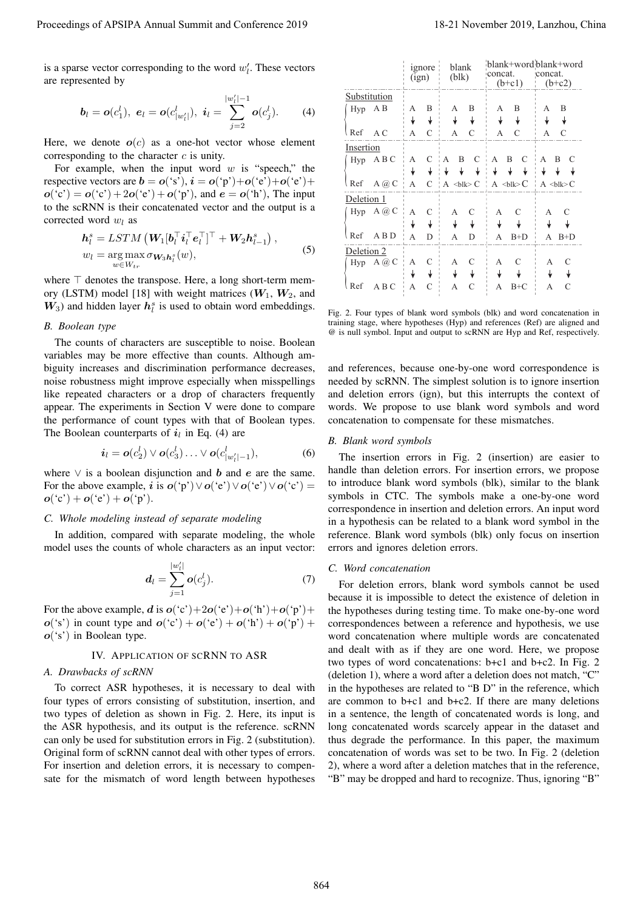is a sparse vector corresponding to the word $w'_l$. These vectors are represented by

$$\boldsymbol{b}_l = \boldsymbol{o}(c_1^l),\ \boldsymbol{e}_l = \boldsymbol{o}(c_{|w'_l|}^l),\ \boldsymbol{i}_l = \sum_{j=2}^{|w'_l|-1} \boldsymbol{o}(c_j^l). \tag{4}$$

Here, we denote $\boldsymbol{o}(c)$ as a one-hot vector whose element corresponding to the character $c$ is unity.

For example, when the input word $w$ is "speech," the respective vectors are $\boldsymbol{b} = \boldsymbol{o}(\text{`s'})$, $\boldsymbol{i} = \boldsymbol{o}(\text{`p'})+\boldsymbol{o}(\text{`e'})+\boldsymbol{o}(\text{`e'})+\boldsymbol{o}(\text{`c'}) = \boldsymbol{o}(\text{`c'})+2\boldsymbol{o}(\text{`e'})+\boldsymbol{o}(\text{`p'})$, and $\boldsymbol{e} = \boldsymbol{o}(\text{`h'})$, The input to the scRNN is their concatenated vector and the output is a corrected word $w_l$ as

$$\begin{aligned} \boldsymbol{h}_l^s &= LSTM\left(\boldsymbol{W}_1[\boldsymbol{b}_l^\top \boldsymbol{i}_l^\top \boldsymbol{e}_l^\top]^\top + \boldsymbol{W}_2 \boldsymbol{h}_{l-1}^s\right), \\ w_l &= \underset{w \in W_{tr}}{\arg\max}\, \sigma_{\boldsymbol{W}_3 \boldsymbol{h}_l^s}(w), \end{aligned} \tag{5}$$

where $\top$ denotes the transpose. Here, a long short-term memory (LSTM) model [18] with weight matrices ($\boldsymbol{W}_1$, $\boldsymbol{W}_2$, and $\boldsymbol{W}_3$) and hidden layer $\boldsymbol{h}_l^s$ is used to obtain word embeddings.

### B. Boolean type

The counts of characters are susceptible to noise. Boolean variables may be more effective than counts. Although ambiguity increases and discrimination performance decreases, noise robustness might improve especially when misspellings like repeated characters or a drop of characters frequently appear. The experiments in Section V were done to compare the performance of count types with that of Boolean types. The Boolean counterparts of $\boldsymbol{i}_l$ in Eq. (4) are

$$\boldsymbol{i}_l = \boldsymbol{o}(c_2^l) \vee \boldsymbol{o}(c_3^l) \ldots \vee \boldsymbol{o}(c_{|w'_l|-1}^l), \tag{6}$$

where $\vee$ is a boolean disjunction and $\boldsymbol{b}$ and $\boldsymbol{e}$ are the same. For the above example, $\boldsymbol{i}$ is $\boldsymbol{o}(\text{`p'}) \vee \boldsymbol{o}(\text{`e'}) \vee \boldsymbol{o}(\text{`e'}) \vee \boldsymbol{o}(\text{`c'}) = \boldsymbol{o}(\text{`c'}) + \boldsymbol{o}(\text{`e'}) + \boldsymbol{o}(\text{`p'})$.

### C. Whole modeling instead of separate modeling

In addition, compared with separate modeling, the whole model uses the counts of whole characters as an input vector:

$$\boldsymbol{d}_l = \sum_{j=1}^{|w'_l|} \boldsymbol{o}(c_j^l). \tag{7}$$

For the above example, $\boldsymbol{d}$ is $\boldsymbol{o}(\text{`c'})+2\boldsymbol{o}(\text{`e'})+\boldsymbol{o}(\text{`h'})+\boldsymbol{o}(\text{`p'})+\boldsymbol{o}(\text{`s'})$ in count type and $\boldsymbol{o}(\text{`c'}) + \boldsymbol{o}(\text{`e'}) + \boldsymbol{o}(\text{`h'}) + \boldsymbol{o}(\text{`p'}) + \boldsymbol{o}(\text{`s'})$ in Boolean type.

## IV. Application of scRNN to ASR

### A. Drawbacks of scRNN

To correct ASR hypotheses, it is necessary to deal with four types of errors consisting of substitution, insertion, and two types of deletion as shown in Fig. 2. Here, its input is the ASR hypothesis, and its output is the reference. scRNN can only be used for substitution errors in Fig. 2 (substitution). Original form of scRNN cannot deal with other types of errors. For insertion and deletion errors, it is necessary to compensate for the mismatch of word length between hypotheses and references, because one-by-one word correspondence is needed by scRNN. The simplest solution is to ignore insertion and deletion errors (ign), but this interrupts the context of words. We propose to use blank word symbols and word concatenation to compensate for these mismatches.

| | | ignore (ign) | blank (blk) | blank+word concat. (b+c1) | blank+word concat. (b+c2) |
|---|---|---|---|---|---|
| Substitution | Hyp A B | A B | A B | A B | A B |
| | Ref A C | A C | A C | A C | A C |
| Insertion | Hyp A B C | A C | A B C | A B C | A B C |
| | Ref A @ C | A C | A <blk> C | A <blk> C | A <blk> C |
| Deletion 1 | Hyp A @ C | A C | A C | A C | A C |
| | Ref A B D | A D | A D | A B+D | A B+D |
| Deletion 2 | Hyp A @ C | A C | A C | A C | A C |
| | Ref A B C | A C | A C | A B+C | A C |

Fig. 2. Four types of blank word symbols (blk) and word concatenation in training stage, where hypotheses (Hyp) and references (Ref) are aligned and @ is null symbol. Input and output to scRNN are Hyp and Ref, respectively.

### B. Blank word symbols

The insertion errors in Fig. 2 (insertion) are easier to handle than deletion errors. For insertion errors, we propose to introduce blank word symbols (blk), similar to the blank symbols in CTC. The symbols make a one-by-one word correspondence in insertion and deletion errors. An input word in a hypothesis can be related to a blank word symbol in the reference. Blank word symbols (blk) only focus on insertion errors and ignores deletion errors.

### C. Word concatenation

For deletion errors, blank word symbols cannot be used because it is impossible to detect the existence of deletion in the hypotheses during testing time. To make one-by-one word correspondences between a reference and hypothesis, we use word concatenation where multiple words are concatenated and dealt with as if they are one word. Here, we propose two types of word concatenations: b+c1 and b+c2. In Fig. 2 (deletion 1), where a word after a deletion does not match, "C" in the hypotheses are related to "B D" in the reference, which are common to b+c1 and b+c2. If there are many deletions in a sentence, the length of concatenated words is long, and long concatenated words scarcely appear in the dataset and thus degrade the performance. In this paper, the maximum concatenation of words was set to be two. In Fig. 2 (deletion 2), where a word after a deletion matches that in the reference, "B" may be dropped and hard to recognize. Thus, ignoring "B"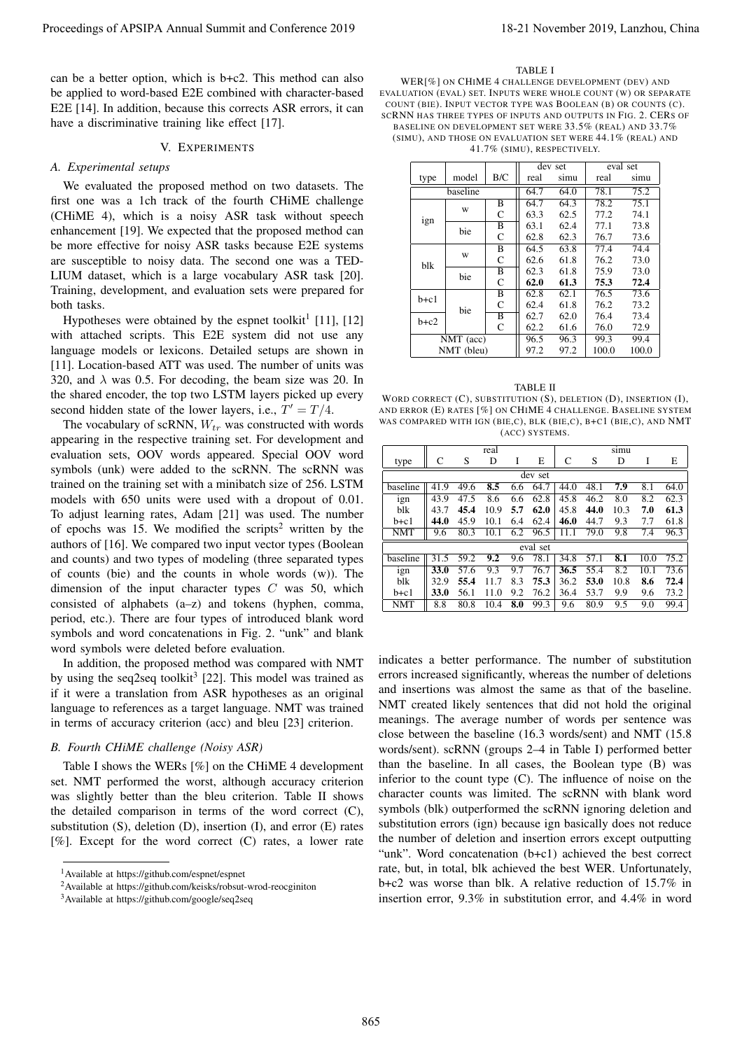can be a better option, which is b+c2. This method can also be applied to word-based E2E combined with character-based E2E [14]. In addition, because this corrects ASR errors, it can have a discriminative training like effect [17].

## V. Experiments

### A. Experimental setups

We evaluated the proposed method on two datasets. The first one was a 1ch track of the fourth CHiME challenge (CHiME 4), which is a noisy ASR task without speech enhancement [19]. We expected that the proposed method can be more effective for noisy ASR tasks because E2E systems are susceptible to noisy data. The second one was a TED-LIUM dataset, which is a large vocabulary ASR task [20]. Training, development, and evaluation sets were prepared for both tasks.

Hypotheses were obtained by the espnet toolkit[1] [11], [12] with attached scripts. This E2E system did not use any language models or lexicons. Detailed setups are shown in [11]. Location-based ATT was used. The number of units was 320, and $\lambda$ was 0.5. For decoding, the beam size was 20. In the shared encoder, the top two LSTM layers picked up every second hidden state of the lower layers, i.e., $T' = T/4$.

The vocabulary of scRNN, $W_{tr}$ was constructed with words appearing in the respective training set. For development and evaluation sets, OOV words appeared. Special OOV word symbols (unk) were added to the scRNN. The scRNN was trained on the training set with a minibatch size of 256. LSTM models with 650 units were used with a dropout of 0.01. To adjust learning rates, Adam [21] was used. The number of epochs was 15. We modified the scripts[2] written by the authors of [16]. We compared two input vector types (Boolean and counts) and two types of modeling (three separated types of counts (bie) and the counts in whole words (w)). The dimension of the input character types $C$ was 50, which consisted of alphabets (a–z) and tokens (hyphen, comma, period, etc.). There are four types of introduced blank word symbols and word concatenations in Fig. 2. "unk" and blank word symbols were deleted before evaluation.

In addition, the proposed method was compared with NMT by using the seq2seq toolkit[3] [22]. This model was trained as if it were a translation from ASR hypotheses as an original language to references as a target language. NMT was trained in terms of accuracy criterion (acc) and bleu [23] criterion.

### B. Fourth CHiME challenge (Noisy ASR)

Table I shows the WERs [%] on the CHiME 4 development set. NMT performed the worst, although accuracy criterion was slightly better than the bleu criterion. Table II shows the detailed comparison in terms of the word correct (C), substitution (S), deletion (D), insertion (I), and error (E) rates [%]. Except for the word correct (C) rates, a lower rate indicates a better performance. The number of substitution errors increased significantly, whereas the number of deletions and insertions was almost the same as that of the baseline. NMT created likely sentences that did not hold the original meanings. The average number of words per sentence was close between the baseline (16.3 words/sent) and NMT (15.8 words/sent). scRNN (groups 2–4 in Table I) performed better than the baseline. In all cases, the Boolean type (B) was inferior to the count type (C). The influence of noise on the character counts was limited. The scRNN with blank word symbols (blk) outperformed the scRNN ignoring deletion and substitution errors (ign) because ign basically does not reduce the number of deletion and insertion errors except outputting "unk". Word concatenation (b+c1) achieved the best correct rate, but, in total, blk achieved the best WER. Unfortunately, b+c2 was worse than blk. A relative reduction of 15.7% in insertion error, 9.3% in substitution error, and 4.4% in word

TABLE I
WER[%] on CHiME 4 challenge development (dev) and evaluation (eval) set. Inputs were whole count (w) or separate count (bie). Input vector type was Boolean (B) or counts (C). scRNN has three types of inputs and outputs in Fig. 2. CERs of baseline on development set were 33.5% (real) and 33.7% (simu), and those on evaluation set were 44.1% (real) and 41.7% (simu), respectively.

| type | model | B/C | dev set real | dev set simu | eval set real | eval set simu |
|---|---|---|---|---|---|---|
| baseline | | | 64.7 | 64.0 | 78.1 | 75.2 |
| ign | w | B | 64.7 | 64.3 | 78.2 | 75.1 |
| | | C | 63.3 | 62.5 | 77.2 | 74.1 |
| | bie | B | 63.1 | 62.4 | 77.1 | 73.8 |
| | | C | 62.8 | 62.3 | 76.7 | 73.6 |
| blk | w | B | 64.5 | 63.8 | 77.4 | 74.4 |
| | | C | 62.6 | 61.8 | 76.2 | 73.0 |
| | bie | B | 62.3 | 61.8 | 75.9 | 73.0 |
| | | C | **62.0** | **61.3** | **75.3** | **72.4** |
| b+c1 | bie | B | 62.8 | 62.1 | 76.5 | 73.6 |
| | | C | 62.4 | 61.8 | 76.2 | 73.2 |
| b+c2 | | B | 62.7 | 62.0 | 76.4 | 73.4 |
| | | C | 62.2 | 61.6 | 76.0 | 72.9 |
| NMT (acc) | | | 96.5 | 96.3 | 99.3 | 99.4 |
| NMT (bleu) | | | 97.2 | 97.2 | 100.0 | 100.0 |

TABLE II
Word correct (C), substitution (S), deletion (D), insertion (I), and error (E) rates [%] on CHiME 4 challenge. Baseline system was compared with ign (bie,C), blk (bie,C), b+c1 (bie,C), and NMT (acc) systems.

| type | real C | real S | real D | real I | real E | simu C | simu S | simu D | simu I | simu E |
|---|---|---|---|---|---|---|---|---|---|---|
| **dev set** | | | | | | | | | | |
| baseline | 41.9 | 49.6 | **8.5** | 6.6 | 64.7 | 44.0 | 48.1 | **7.9** | 8.1 | 64.0 |
| ign | 43.9 | 47.5 | 8.6 | 6.6 | 62.8 | 45.8 | 46.2 | 8.0 | 8.2 | 62.3 |
| blk | 43.7 | **45.4** | 10.9 | **5.7** | **62.0** | 45.8 | **44.0** | 10.3 | **7.0** | **61.3** |
| b+c1 | **44.0** | 45.9 | 10.1 | 6.4 | 62.4 | **46.0** | 44.7 | 9.3 | 7.7 | 61.8 |
| NMT | 9.6 | 80.3 | 10.1 | 6.2 | 96.5 | 11.1 | 79.0 | 9.8 | 7.4 | 96.3 |
| **eval set** | | | | | | | | | | |
| baseline | 31.5 | 59.2 | **9.2** | 9.6 | 78.1 | 34.8 | 57.1 | **8.1** | 10.0 | 75.2 |
| ign | **33.0** | 57.6 | 9.3 | 9.7 | 76.7 | **36.5** | 55.4 | 8.2 | 10.1 | 73.6 |
| blk | 32.9 | **55.4** | 11.7 | 8.3 | **75.3** | 36.2 | **53.0** | 10.8 | **8.6** | **72.4** |
| b+c1 | **33.0** | 56.1 | 11.0 | 9.2 | 76.2 | 36.4 | 53.7 | 9.9 | 9.6 | 73.2 |
| NMT | 8.8 | 80.8 | 10.4 | **8.0** | 99.3 | 9.6 | 80.9 | 9.5 | 9.0 | 99.4 |

[1] Available at https://github.com/espnet/espnet

[2] Available at https://github.com/keisks/robsut-wrod-reocginiton

[3] Available at https://github.com/google/seq2seq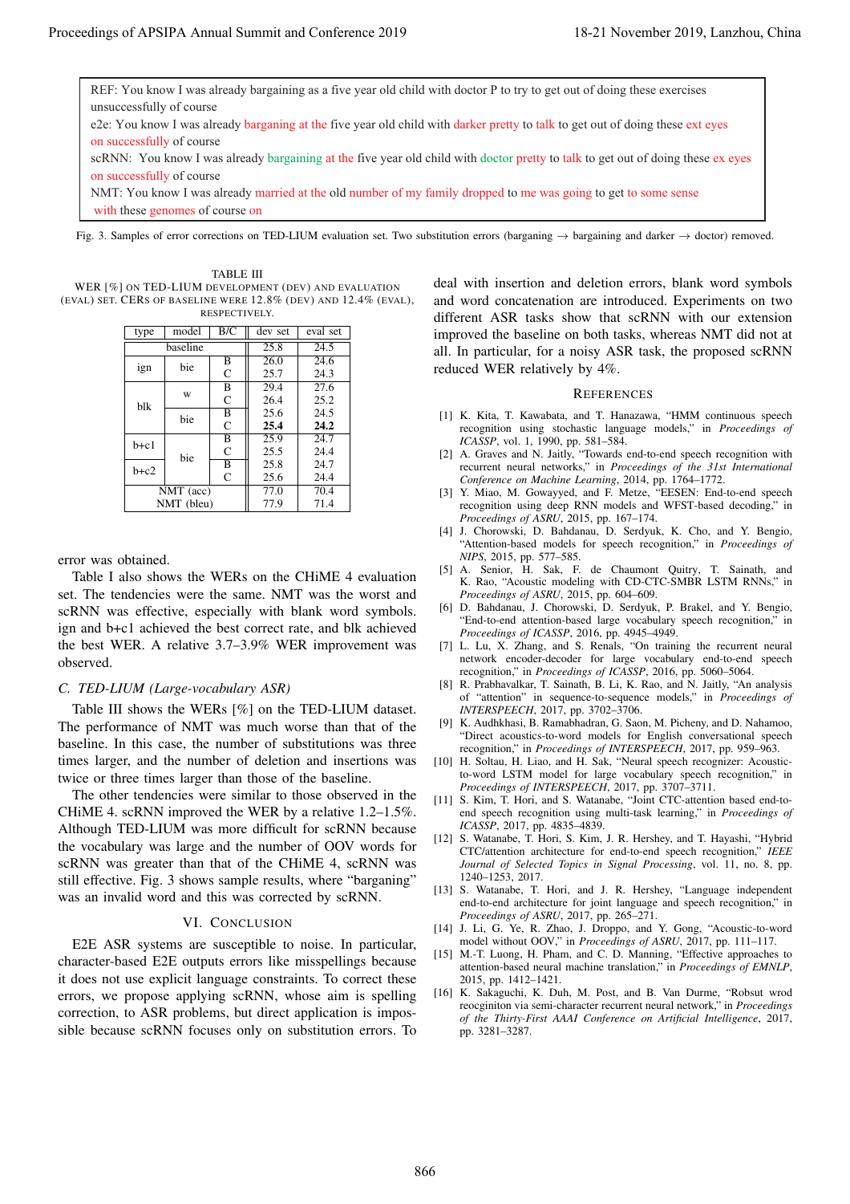REF: You know I was already bargaining as a five year old child with doctor P to try to get out of doing these exercises unsuccessfully of course
e2e: You know I was already barganing at the five year old child with darker pretty to talk to get out of doing these ext eyes on successfully of course
scRNN: You know I was already bargaining at the five year old child with doctor pretty to talk to get out of doing these ex eyes on successfully of course
NMT: You know I was already married at the old number of my family dropped to me was going to get to some sense with these genomes of course on

Fig. 3. Samples of error corrections on TED-LIUM evaluation set. Two substitution errors (barganing → bargaining and darker → doctor) removed.

error was obtained.

Table I also shows the WERs on the CHiME 4 evaluation set. The tendencies were the same. NMT was the worst and scRNN was effective, especially with blank word symbols. ign and b+c1 achieved the best correct rate, and blk achieved the best WER. A relative 3.7–3.9% WER improvement was observed.

### C. TED-LIUM (Large-vocabulary ASR)

TABLE III
WER [%] ON TED-LIUM DEVELOPMENT (DEV) AND EVALUATION (EVAL) SET. CERS OF BASELINE WERE 12.8% (DEV) AND 12.4% (EVAL), RESPECTIVELY.

| type | model | B/C | dev set | eval set |
|---|---|---|---|---|
| baseline | | | 25.8 | 24.5 |
| ign | bie | B | 26.0 | 24.6 |
| | | C | 25.7 | 24.3 |
| blk | w | B | 29.4 | 27.6 |
| | | C | 26.4 | 25.2 |
| | bie | B | 25.6 | 24.5 |
| | | C | **25.4** | **24.2** |
| b+c1 | bie | B | 25.9 | 24.7 |
| | | C | 25.5 | 24.4 |
| b+c2 | | B | 25.8 | 24.7 |
| | | C | 25.6 | 24.4 |
| NMT (acc) | | | 77.0 | 70.4 |
| NMT (bleu) | | | 77.9 | 71.4 |

Table III shows the WERs [%] on the TED-LIUM dataset. The performance of NMT was much worse than that of the baseline. In this case, the number of substitutions was three times larger, and the number of deletion and insertions was twice or three times larger than those of the baseline.

The other tendencies were similar to those observed in the CHiME 4. scRNN improved the WER by a relative 1.2–1.5%. Although TED-LIUM was more difficult for scRNN because the vocabulary was large and the number of OOV words for scRNN was greater than that of the CHiME 4, scRNN was still effective. Fig. 3 shows sample results, where "barganing" was an invalid word and this was corrected by scRNN.

## VI. Conclusion

E2E ASR systems are susceptible to noise. In particular, character-based E2E outputs errors like misspellings because it does not use explicit language constraints. To correct these errors, we propose applying scRNN, whose aim is spelling correction, to ASR problems, but direct application is impossible because scRNN focuses only on substitution errors. To deal with insertion and deletion errors, blank word symbols and word concatenation are introduced. Experiments on two different ASR tasks show that scRNN with our extension improved the baseline on both tasks, whereas NMT did not at all. In particular, for a noisy ASR task, the proposed scRNN reduced WER relatively by 4%.

## References

[1] K. Kita, T. Kawabata, and T. Hanazawa, "HMM continuous speech recognition using stochastic language models," in *Proceedings of ICASSP*, vol. 1, 1990, pp. 581–584.

[2] A. Graves and N. Jaitly, "Towards end-to-end speech recognition with recurrent neural networks," in *Proceedings of the 31st International Conference on Machine Learning*, 2014, pp. 1764–1772.

[3] Y. Miao, M. Gowayyed, and F. Metze, "EESEN: End-to-end speech recognition using deep RNN models and WFST-based decoding," in *Proceedings of ASRU*, 2015, pp. 167–174.

[4] J. Chorowski, D. Bahdanau, D. Serdyuk, K. Cho, and Y. Bengio, "Attention-based models for speech recognition," in *Proceedings of NIPS*, 2015, pp. 577–585.

[5] A. Senior, H. Sak, F. de Chaumont Quitry, T. Sainath, and K. Rao, "Acoustic modeling with CD-CTC-SMBR LSTM RNNs," in *Proceedings of ASRU*, 2015, pp. 604–609.

[6] D. Bahdanau, J. Chorowski, D. Serdyuk, P. Brakel, and Y. Bengio, "End-to-end attention-based large vocabulary speech recognition," in *Proceedings of ICASSP*, 2016, pp. 4945–4949.

[7] L. Lu, X. Zhang, and S. Renals, "On training the recurrent neural network encoder-decoder for large vocabulary end-to-end speech recognition," in *Proceedings of ICASSP*, 2016, pp. 5060–5064.

[8] R. Prabhavalkar, T. Sainath, B. Li, K. Rao, and N. Jaitly, "An analysis of "attention" in sequence-to-sequence models," in *Proceedings of INTERSPEECH*, 2017, pp. 3702–3706.

[9] K. Audhkhasi, B. Ramabhadran, G. Saon, M. Picheny, and D. Nahamoo, "Direct acoustics-to-word models for English conversational speech recognition," in *Proceedings of INTERSPEECH*, 2017, pp. 959–963.

[10] H. Soltau, H. Liao, and H. Sak, "Neural speech recognizer: Acoustic-to-word LSTM model for large vocabulary speech recognition," in *Proceedings of INTERSPEECH*, 2017, pp. 3707–3711.

[11] S. Kim, T. Hori, and S. Watanabe, "Joint CTC-attention based end-to-end speech recognition using multi-task learning," in *Proceedings of ICASSP*, 2017, pp. 4835–4839.

[12] S. Watanabe, T. Hori, S. Kim, J. R. Hershey, and T. Hayashi, "Hybrid CTC/attention architecture for end-to-end speech recognition," *IEEE Journal of Selected Topics in Signal Processing*, vol. 11, no. 8, pp. 1240–1253, 2017.

[13] S. Watanabe, T. Hori, and J. R. Hershey, "Language independent end-to-end architecture for joint language and speech recognition," in *Proceedings of ASRU*, 2017, pp. 265–271.

[14] J. Li, G. Ye, R. Zhao, J. Droppo, and Y. Gong, "Acoustic-to-word model without OOV," in *Proceedings of ASRU*, 2017, pp. 111–117.

[15] M.-T. Luong, H. Pham, and C. D. Manning, "Effective approaches to attention-based neural machine translation," in *Proceedings of EMNLP*, 2015, pp. 1412–1421.

[16] K. Sakaguchi, K. Duh, M. Post, and B. Van Durme, "Robsut wrod reocginiton via semi-character recurrent neural network," in *Proceedings of the Thirty-First AAAI Conference on Artificial Intelligence*, 2017, pp. 3281–3287.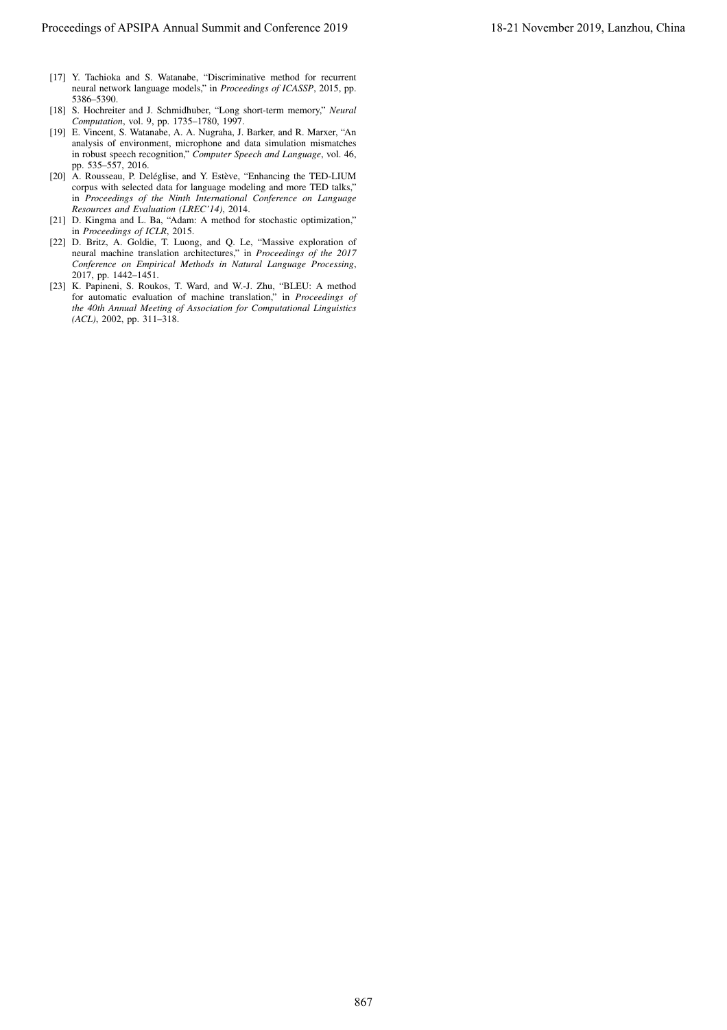[17] Y. Tachioka and S. Watanabe, "Discriminative method for recurrent neural network language models," in *Proceedings of ICASSP*, 2015, pp. 5386–5390.

[18] S. Hochreiter and J. Schmidhuber, "Long short-term memory," *Neural Computation*, vol. 9, pp. 1735–1780, 1997.

[19] E. Vincent, S. Watanabe, A. A. Nugraha, J. Barker, and R. Marxer, "An analysis of environment, microphone and data simulation mismatches in robust speech recognition," *Computer Speech and Language*, vol. 46, pp. 535–557, 2016.

[20] A. Rousseau, P. Deléglise, and Y. Estève, "Enhancing the TED-LIUM corpus with selected data for language modeling and more TED talks," in *Proceedings of the Ninth International Conference on Language Resources and Evaluation (LREC'14)*, 2014.

[21] D. Kingma and L. Ba, "Adam: A method for stochastic optimization," in *Proceedings of ICLR*, 2015.

[22] D. Britz, A. Goldie, T. Luong, and Q. Le, "Massive exploration of neural machine translation architectures," in *Proceedings of the 2017 Conference on Empirical Methods in Natural Language Processing*, 2017, pp. 1442–1451.

[23] K. Papineni, S. Roukos, T. Ward, and W.-J. Zhu, "BLEU: A method for automatic evaluation of machine translation," in *Proceedings of the 40th Annual Meeting of Association for Computational Linguistics (ACL)*, 2002, pp. 311–318.